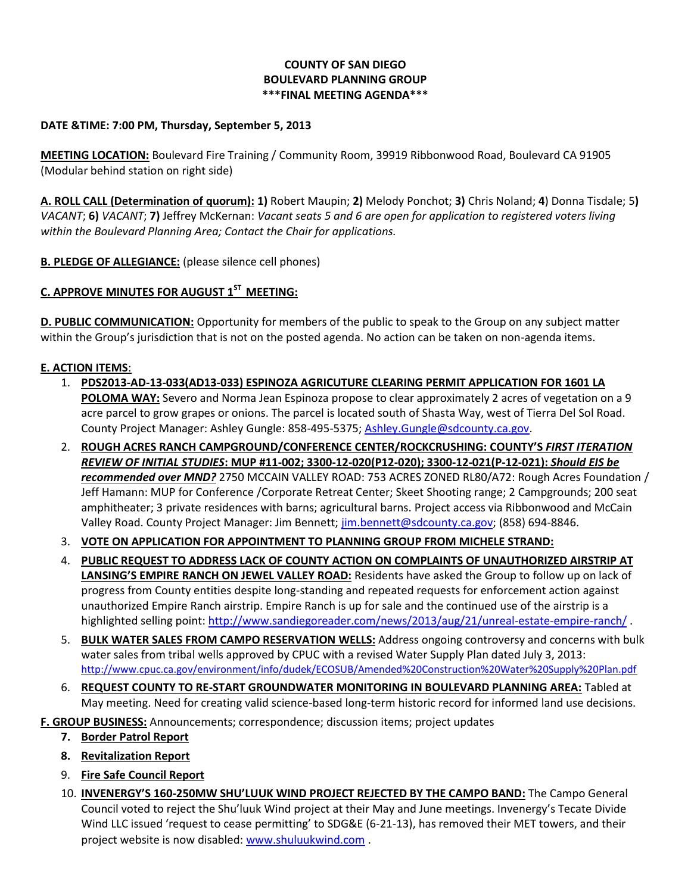**COUNTY OF SAN DIEGO**
**BOULEVARD PLANNING GROUP**
**\*\*\*FINAL MEETING AGENDA\*\*\***

**DATE &TIME: 7:00 PM, Thursday, September 5, 2013**

**MEETING LOCATION:** Boulevard Fire Training / Community Room, 39919 Ribbonwood Road, Boulevard CA 91905 (Modular behind station on right side)

**A. ROLL CALL (Determination of quorum): 1)** Robert Maupin; **2)** Melody Ponchot; **3)** Chris Noland; **4**) Donna Tisdale; 5**)** *VACANT*; **6)** *VACANT*; **7)** Jeffrey McKernan: *Vacant seats 5 and 6 are open for application to registered voters living within the Boulevard Planning Area; Contact the Chair for applications.*

**B. PLEDGE OF ALLEGIANCE:** (please silence cell phones)

**C. APPROVE MINUTES FOR AUGUST 1ST MEETING:**

**D. PUBLIC COMMUNICATION:** Opportunity for members of the public to speak to the Group on any subject matter within the Group's jurisdiction that is not on the posted agenda. No action can be taken on non-agenda items.

**E. ACTION ITEMS**:

1. **PDS2013-AD-13-033(AD13-033) ESPINOZA AGRICUTURE CLEARING PERMIT APPLICATION FOR 1601 LA POLOMA WAY:** Severo and Norma Jean Espinoza propose to clear approximately 2 acres of vegetation on a 9 acre parcel to grow grapes or onions. The parcel is located south of Shasta Way, west of Tierra Del Sol Road. County Project Manager: Ashley Gungle: 858-495-5375; Ashley.Gungle@sdcounty.ca.gov.
2. **ROUGH ACRES RANCH CAMPGROUND/CONFERENCE CENTER/ROCKCRUSHING: COUNTY'S *FIRST ITERATION REVIEW OF INITIAL STUDIES*: MUP #11-002; 3300-12-020(P12-020); 3300-12-021(P-12-021): *Should EIS be recommended over MND?*** 2750 MCCAIN VALLEY ROAD: 753 ACRES ZONED RL80/A72: Rough Acres Foundation / Jeff Hamann: MUP for Conference /Corporate Retreat Center; Skeet Shooting range; 2 Campgrounds; 200 seat amphitheater; 3 private residences with barns; agricultural barns. Project access via Ribbonwood and McCain Valley Road. County Project Manager: Jim Bennett; jim.bennett@sdcounty.ca.gov; (858) 694-8846.
3. **VOTE ON APPLICATION FOR APPOINTMENT TO PLANNING GROUP FROM MICHELE STRAND:**
4. **PUBLIC REQUEST TO ADDRESS LACK OF COUNTY ACTION ON COMPLAINTS OF UNAUTHORIZED AIRSTRIP AT LANSING'S EMPIRE RANCH ON JEWEL VALLEY ROAD:** Residents have asked the Group to follow up on lack of progress from County entities despite long-standing and repeated requests for enforcement action against unauthorized Empire Ranch airstrip. Empire Ranch is up for sale and the continued use of the airstrip is a highlighted selling point: http://www.sandiegoreader.com/news/2013/aug/21/unreal-estate-empire-ranch/ .
5. **BULK WATER SALES FROM CAMPO RESERVATION WELLS:** Address ongoing controversy and concerns with bulk water sales from tribal wells approved by CPUC with a revised Water Supply Plan dated July 3, 2013: http://www.cpuc.ca.gov/environment/info/dudek/ECOSUB/Amended%20Construction%20Water%20Supply%20Plan.pdf
6. **REQUEST COUNTY TO RE-START GROUNDWATER MONITORING IN BOULEVARD PLANNING AREA:** Tabled at May meeting. Need for creating valid science-based long-term historic record for informed land use decisions.

**F. GROUP BUSINESS:** Announcements; correspondence; discussion items; project updates

7. **Border Patrol Report**
8. **Revitalization Report**
9. **Fire Safe Council Report**
10. **INVENERGY'S 160-250MW SHU'LUUK WIND PROJECT REJECTED BY THE CAMPO BAND:** The Campo General Council voted to reject the Shu'luuk Wind project at their May and June meetings. Invenergy's Tecate Divide Wind LLC issued 'request to cease permitting' to SDG&E (6-21-13), has removed their MET towers, and their project website is now disabled: www.shuluukwind.com .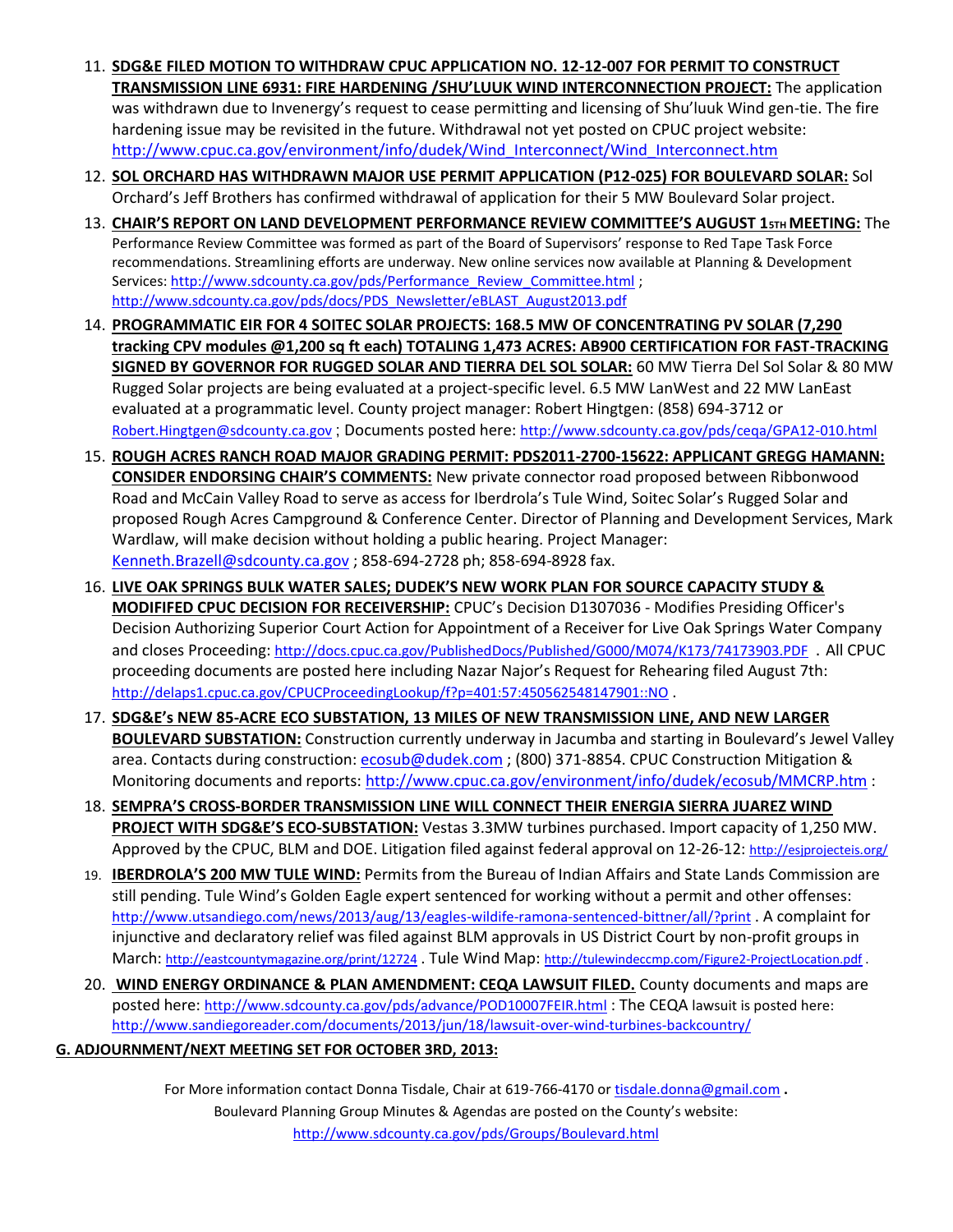11. **SDG&E FILED MOTION TO WITHDRAW CPUC APPLICATION NO. 12-12-007 FOR PERMIT TO CONSTRUCT TRANSMISSION LINE 6931: FIRE HARDENING /SHU'LUUK WIND INTERCONNECTION PROJECT:** The application was withdrawn due to Invenergy's request to cease permitting and licensing of Shu'luuk Wind gen-tie. The fire hardening issue may be revisited in the future. Withdrawal not yet posted on CPUC project website: http://www.cpuc.ca.gov/environment/info/dudek/Wind_Interconnect/Wind_Interconnect.htm
12. **SOL ORCHARD HAS WITHDRAWN MAJOR USE PERMIT APPLICATION (P12-025) FOR BOULEVARD SOLAR:** Sol Orchard's Jeff Brothers has confirmed withdrawal of application for their 5 MW Boulevard Solar project.
13. **CHAIR'S REPORT ON LAND DEVELOPMENT PERFORMANCE REVIEW COMMITTEE'S AUGUST 15TH MEETING:** The Performance Review Committee was formed as part of the Board of Supervisors' response to Red Tape Task Force recommendations. Streamlining efforts are underway. New online services now available at Planning & Development Services: http://www.sdcounty.ca.gov/pds/Performance_Review_Committee.html ; http://www.sdcounty.ca.gov/pds/docs/PDS_Newsletter/eBLAST_August2013.pdf
14. **PROGRAMMATIC EIR FOR 4 SOITEC SOLAR PROJECTS: 168.5 MW OF CONCENTRATING PV SOLAR (7,290 tracking CPV modules @1,200 sq ft each) TOTALING 1,473 ACRES: AB900 CERTIFICATION FOR FAST-TRACKING SIGNED BY GOVERNOR FOR RUGGED SOLAR AND TIERRA DEL SOL SOLAR:** 60 MW Tierra Del Sol Solar & 80 MW Rugged Solar projects are being evaluated at a project-specific level. 6.5 MW LanWest and 22 MW LanEast evaluated at a programmatic level. County project manager: Robert Hingtgen: (858) 694-3712 or Robert.Hingtgen@sdcounty.ca.gov ; Documents posted here: http://www.sdcounty.ca.gov/pds/ceqa/GPA12-010.html
15. **ROUGH ACRES RANCH ROAD MAJOR GRADING PERMIT: PDS2011-2700-15622: APPLICANT GREGG HAMANN: CONSIDER ENDORSING CHAIR'S COMMENTS:** New private connector road proposed between Ribbonwood Road and McCain Valley Road to serve as access for Iberdrola's Tule Wind, Soitec Solar's Rugged Solar and proposed Rough Acres Campground & Conference Center. Director of Planning and Development Services, Mark Wardlaw, will make decision without holding a public hearing. Project Manager: Kenneth.Brazell@sdcounty.ca.gov ; 858-694-2728 ph; 858-694-8928 fax.
16. **LIVE OAK SPRINGS BULK WATER SALES; DUDEK'S NEW WORK PLAN FOR SOURCE CAPACITY STUDY & MODIFIED CPUC DECISION FOR RECEIVERSHIP:** CPUC's Decision D1307036 - Modifies Presiding Officer's Decision Authorizing Superior Court Action for Appointment of a Receiver for Live Oak Springs Water Company and closes Proceeding: http://docs.cpuc.ca.gov/PublishedDocs/Published/G000/M074/K173/74173903.PDF . All CPUC proceeding documents are posted here including Nazar Najor's Request for Rehearing filed August 7th: http://delaps1.cpuc.ca.gov/CPUCProceedingLookup/f?p=401:57:450562548147901::NO .
17. **SDG&E's NEW 85-ACRE ECO SUBSTATION, 13 MILES OF NEW TRANSMISSION LINE, AND NEW LARGER BOULEVARD SUBSTATION:** Construction currently underway in Jacumba and starting in Boulevard's Jewel Valley area. Contacts during construction: ecosub@dudek.com ; (800) 371-8854. CPUC Construction Mitigation & Monitoring documents and reports: http://www.cpuc.ca.gov/environment/info/dudek/ecosub/MMCRP.htm :
18. **SEMPRA'S CROSS-BORDER TRANSMISSION LINE WILL CONNECT THEIR ENERGIA SIERRA JUAREZ WIND PROJECT WITH SDG&E'S ECO-SUBSTATION:** Vestas 3.3MW turbines purchased. Import capacity of 1,250 MW. Approved by the CPUC, BLM and DOE. Litigation filed against federal approval on 12-26-12: http://esjprojecteis.org/
19. **IBERDROLA'S 200 MW TULE WIND:** Permits from the Bureau of Indian Affairs and State Lands Commission are still pending. Tule Wind's Golden Eagle expert sentenced for working without a permit and other offenses: http://www.utsandiego.com/news/2013/aug/13/eagles-wildlife-ramona-sentenced-bittner/all/?print . A complaint for injunctive and declaratory relief was filed against BLM approvals in US District Court by non-profit groups in March: http://eastcountymagazine.org/print/12724 . Tule Wind Map: http://tulewindeccmp.com/Figure2-ProjectLocation.pdf .
20. **WIND ENERGY ORDINANCE & PLAN AMENDMENT: CEQA LAWSUIT FILED.** County documents and maps are posted here: http://www.sdcounty.ca.gov/pds/advance/POD10007FEIR.html : The CEQA lawsuit is posted here: http://www.sandiegoreader.com/documents/2013/jun/18/lawsuit-over-wind-turbines-backcountry/

**G. ADJOURNMENT/NEXT MEETING SET FOR OCTOBER 3RD, 2013:**

For More information contact Donna Tisdale, Chair at 619-766-4170 or tisdale.donna@gmail.com .

Boulevard Planning Group Minutes & Agendas are posted on the County's website:

http://www.sdcounty.ca.gov/pds/Groups/Boulevard.html